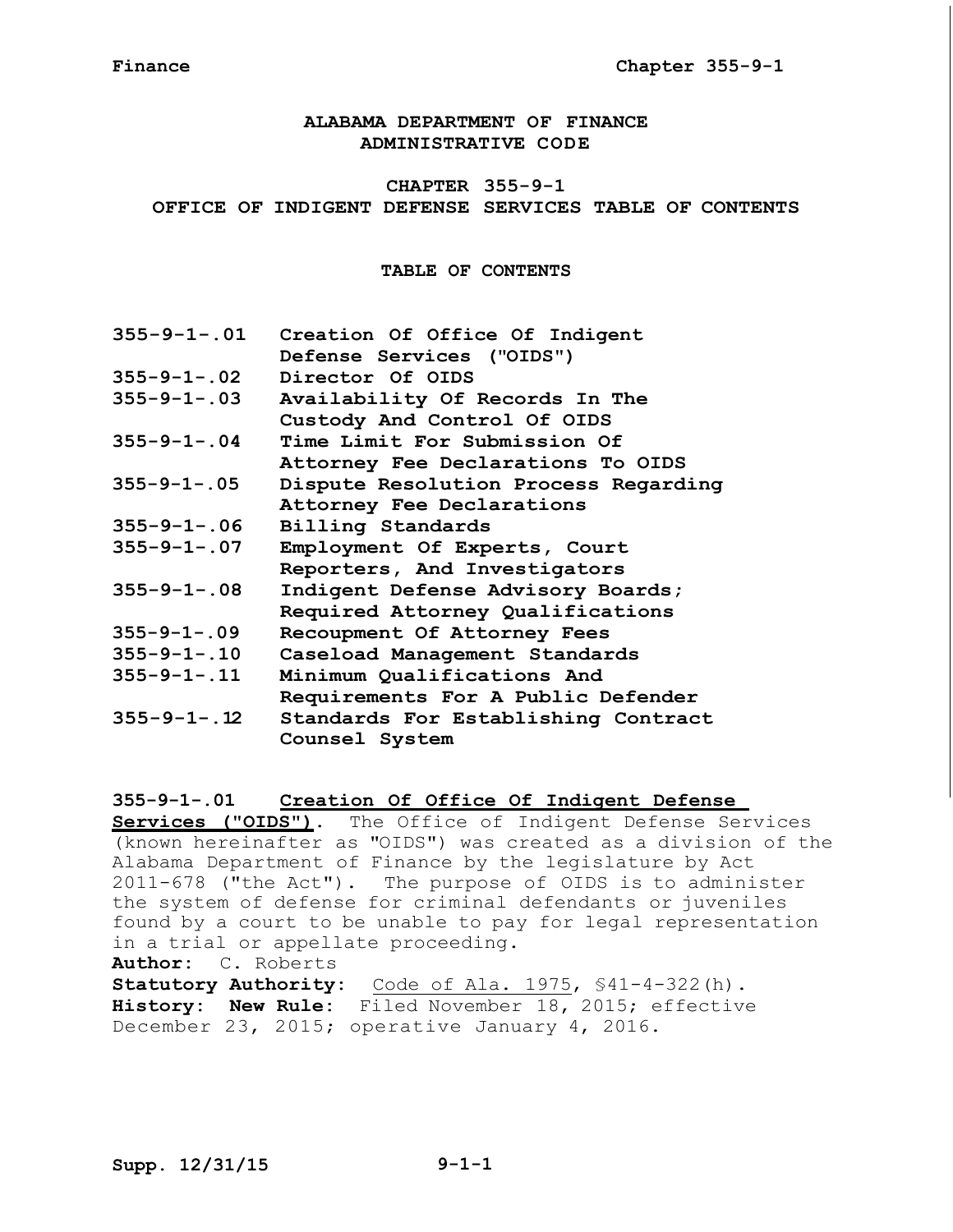# ALABAMA DEPARTMENT OF FINANCE
# ADMINISTRATIVE CODE

## CHAPTER 355-9-1
## OFFICE OF INDIGENT DEFENSE SERVICES TABLE OF CONTENTS

### TABLE OF CONTENTS

| | |
|---|---|
| **355-9-1-.01** | **Creation Of Office Of Indigent Defense Services ("OIDS")** |
| **355-9-1-.02** | **Director Of OIDS** |
| **355-9-1-.03** | **Availability Of Records In The Custody And Control Of OIDS** |
| **355-9-1-.04** | **Time Limit For Submission Of Attorney Fee Declarations To OIDS** |
| **355-9-1-.05** | **Dispute Resolution Process Regarding Attorney Fee Declarations** |
| **355-9-1-.06** | **Billing Standards** |
| **355-9-1-.07** | **Employment Of Experts, Court Reporters, And Investigators** |
| **355-9-1-.08** | **Indigent Defense Advisory Boards; Required Attorney Qualifications** |
| **355-9-1-.09** | **Recoupment Of Attorney Fees** |
| **355-9-1-.10** | **Caseload Management Standards** |
| **355-9-1-.11** | **Minimum Qualifications And Requirements For A Public Defender** |
| **355-9-1-.12** | **Standards For Establishing Contract Counsel System** |

**355-9-1-.01** **Creation Of Office Of Indigent Defense Services ("OIDS").** The Office of Indigent Defense Services (known hereinafter as "OIDS") was created as a division of the Alabama Department of Finance by the legislature by Act 2011-678 ("the Act"). The purpose of OIDS is to administer the system of defense for criminal defendants or juveniles found by a court to be unable to pay for legal representation in a trial or appellate proceeding.

**Author:** C. Roberts

**Statutory Authority:** Code of Ala. 1975, §41-4-322(h).

**History:** **New Rule:** Filed November 18, 2015; effective December 23, 2015; operative January 4, 2016.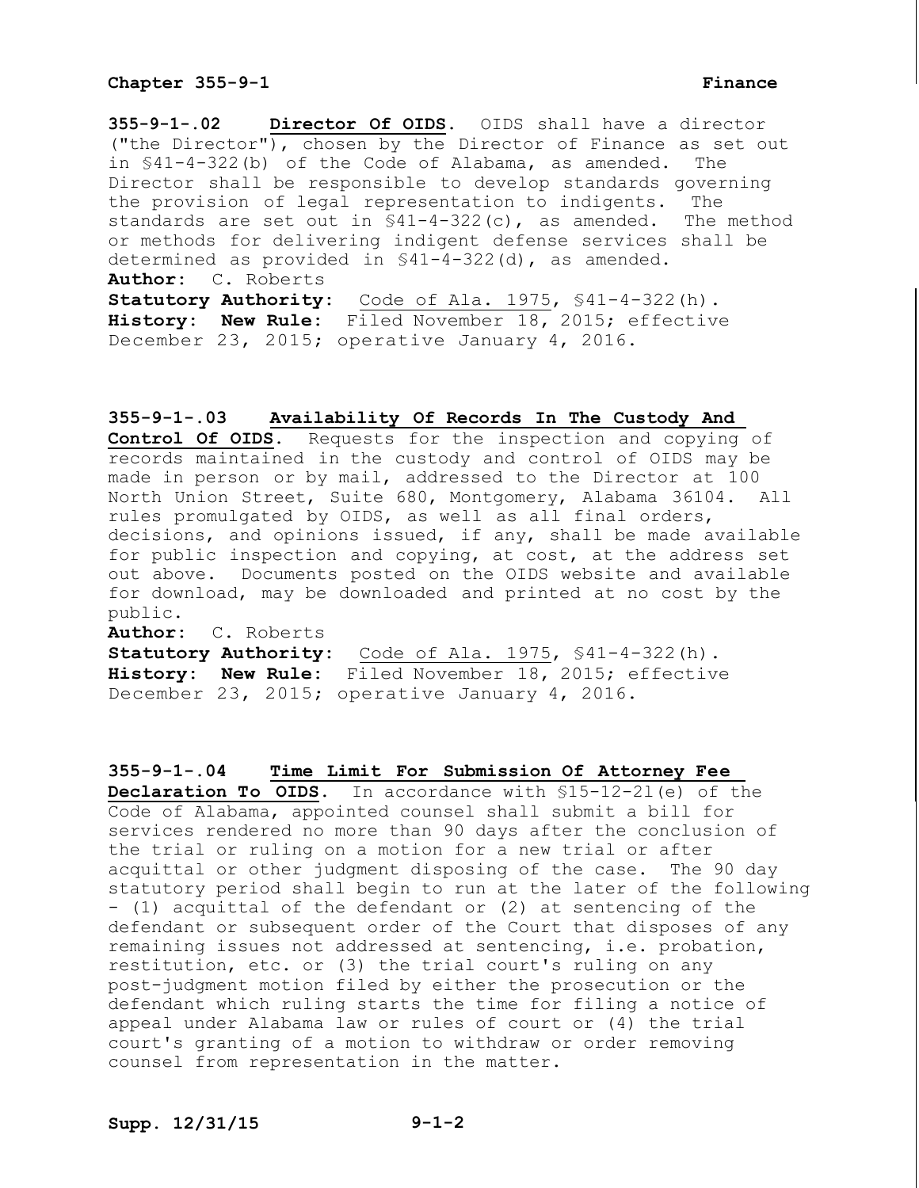**355-9-1-.02 Director Of OIDS.** OIDS shall have a director ("the Director"), chosen by the Director of Finance as set out in §41-4-322(b) of the Code of Alabama, as amended. The Director shall be responsible to develop standards governing the provision of legal representation to indigents. The standards are set out in §41-4-322(c), as amended. The method or methods for delivering indigent defense services shall be determined as provided in §41-4-322(d), as amended.

**Author:** C. Roberts

**Statutory Authority:** Code of Ala. 1975, §41-4-322(h).

**History: New Rule:** Filed November 18, 2015; effective December 23, 2015; operative January 4, 2016.

**355-9-1-.03 Availability Of Records In The Custody And Control Of OIDS.** Requests for the inspection and copying of records maintained in the custody and control of OIDS may be made in person or by mail, addressed to the Director at 100 North Union Street, Suite 680, Montgomery, Alabama 36104. All rules promulgated by OIDS, as well as all final orders, decisions, and opinions issued, if any, shall be made available for public inspection and copying, at cost, at the address set out above. Documents posted on the OIDS website and available for download, may be downloaded and printed at no cost by the public.

**Author:** C. Roberts

**Statutory Authority:** Code of Ala. 1975, §41-4-322(h).

**History: New Rule:** Filed November 18, 2015; effective December 23, 2015; operative January 4, 2016.

**355-9-1-.04 Time Limit For Submission Of Attorney Fee Declaration To OIDS.** In accordance with §15-12-21(e) of the Code of Alabama, appointed counsel shall submit a bill for services rendered no more than 90 days after the conclusion of the trial or ruling on a motion for a new trial or after acquittal or other judgment disposing of the case. The 90 day statutory period shall begin to run at the later of the following - (1) acquittal of the defendant or (2) at sentencing of the defendant or subsequent order of the Court that disposes of any remaining issues not addressed at sentencing, i.e. probation, restitution, etc. or (3) the trial court's ruling on any post-judgment motion filed by either the prosecution or the defendant which ruling starts the time for filing a notice of appeal under Alabama law or rules of court or (4) the trial court's granting of a motion to withdraw or order removing counsel from representation in the matter.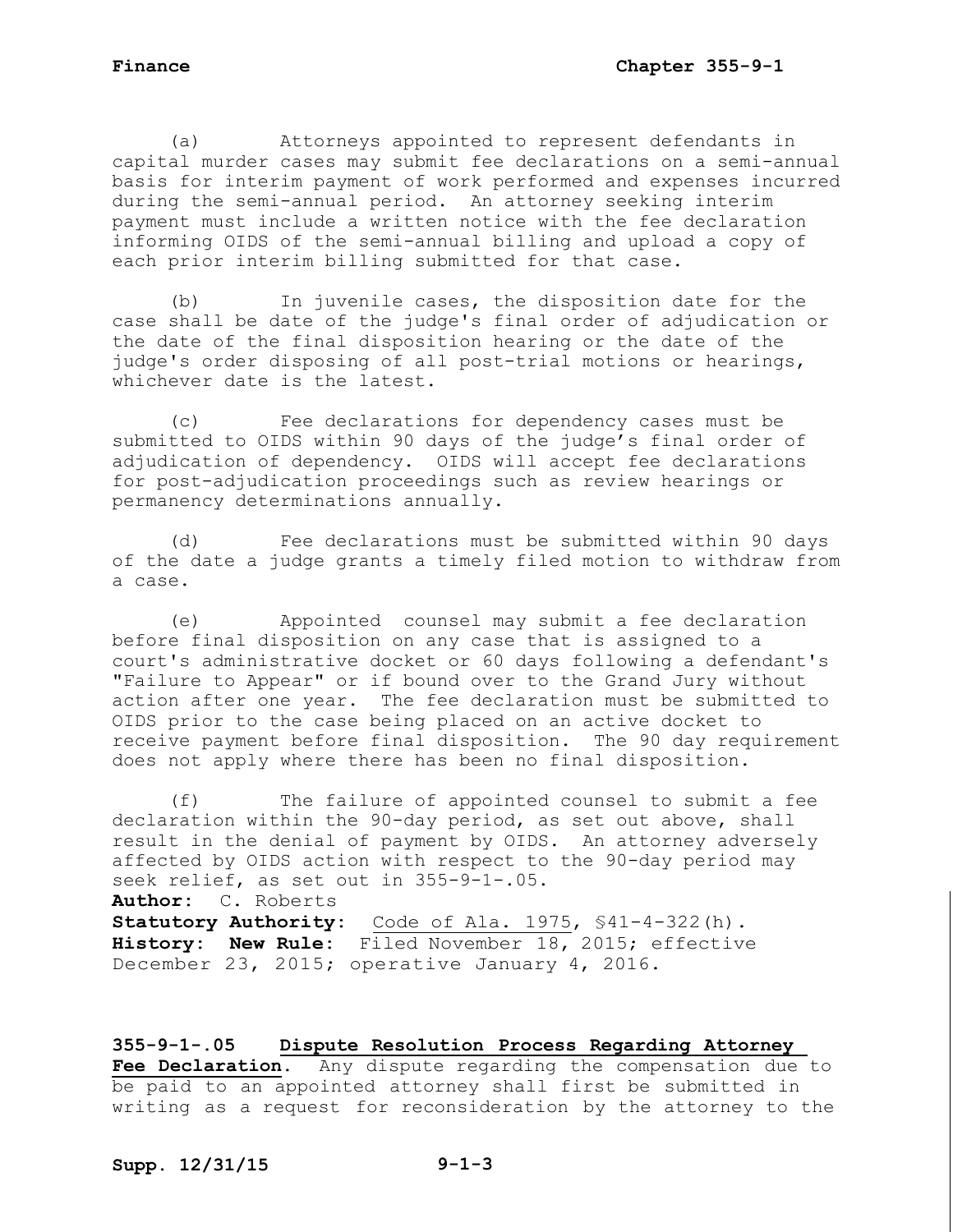(a) Attorneys appointed to represent defendants in capital murder cases may submit fee declarations on a semi-annual basis for interim payment of work performed and expenses incurred during the semi-annual period. An attorney seeking interim payment must include a written notice with the fee declaration informing OIDS of the semi-annual billing and upload a copy of each prior interim billing submitted for that case.

(b) In juvenile cases, the disposition date for the case shall be date of the judge's final order of adjudication or the date of the final disposition hearing or the date of the judge's order disposing of all post-trial motions or hearings, whichever date is the latest.

(c) Fee declarations for dependency cases must be submitted to OIDS within 90 days of the judge's final order of adjudication of dependency. OIDS will accept fee declarations for post-adjudication proceedings such as review hearings or permanency determinations annually.

(d) Fee declarations must be submitted within 90 days of the date a judge grants a timely filed motion to withdraw from a case.

(e) Appointed counsel may submit a fee declaration before final disposition on any case that is assigned to a court's administrative docket or 60 days following a defendant's "Failure to Appear" or if bound over to the Grand Jury without action after one year. The fee declaration must be submitted to OIDS prior to the case being placed on an active docket to receive payment before final disposition. The 90 day requirement does not apply where there has been no final disposition.

(f) The failure of appointed counsel to submit a fee declaration within the 90-day period, as set out above, shall result in the denial of payment by OIDS. An attorney adversely affected by OIDS action with respect to the 90-day period may seek relief, as set out in 355-9-1-.05.

**Author:** C. Roberts
**Statutory Authority:** Code of Ala. 1975, §41-4-322(h).
**History: New Rule:** Filed November 18, 2015; effective December 23, 2015; operative January 4, 2016.

**355-9-1-.05 Dispute Resolution Process Regarding Attorney Fee Declaration.** Any dispute regarding the compensation due to be paid to an appointed attorney shall first be submitted in writing as a request for reconsideration by the attorney to the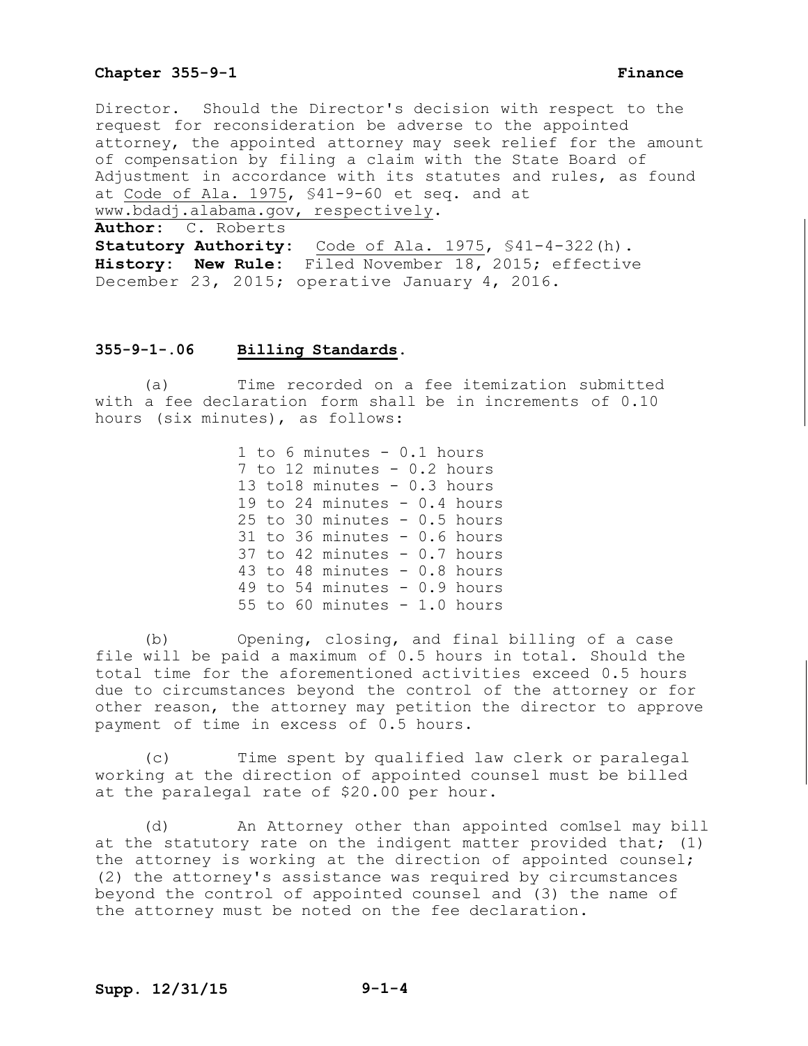Director. Should the Director's decision with respect to the request for reconsideration be adverse to the appointed attorney, the appointed attorney may seek relief for the amount of compensation by filing a claim with the State Board of Adjustment in accordance with its statutes and rules, as found at Code of Ala. 1975, §41-9-60 et seq. and at www.bdadj.alabama.gov, respectively.

**Author:** C. Roberts

**Statutory Authority:** Code of Ala. 1975, §41-4-322(h).

**History: New Rule:** Filed November 18, 2015; effective December 23, 2015; operative January 4, 2016.

## 355-9-1-.06 Billing Standards.

(a) Time recorded on a fee itemization submitted with a fee declaration form shall be in increments of 0.10 hours (six minutes), as follows:

1 to 6 minutes - 0.1 hours
7 to 12 minutes - 0.2 hours
13 to18 minutes - 0.3 hours
19 to 24 minutes - 0.4 hours
25 to 30 minutes - 0.5 hours
31 to 36 minutes - 0.6 hours
37 to 42 minutes - 0.7 hours
43 to 48 minutes - 0.8 hours
49 to 54 minutes - 0.9 hours
55 to 60 minutes - 1.0 hours

(b) Opening, closing, and final billing of a case file will be paid a maximum of 0.5 hours in total. Should the total time for the aforementioned activities exceed 0.5 hours due to circumstances beyond the control of the attorney or for other reason, the attorney may petition the director to approve payment of time in excess of 0.5 hours.

(c) Time spent by qualified law clerk or paralegal working at the direction of appointed counsel must be billed at the paralegal rate of $20.00 per hour.

(d) An Attorney other than appointed com1sel may bill at the statutory rate on the indigent matter provided that; (1) the attorney is working at the direction of appointed counsel; (2) the attorney's assistance was required by circumstances beyond the control of appointed counsel and (3) the name of the attorney must be noted on the fee declaration.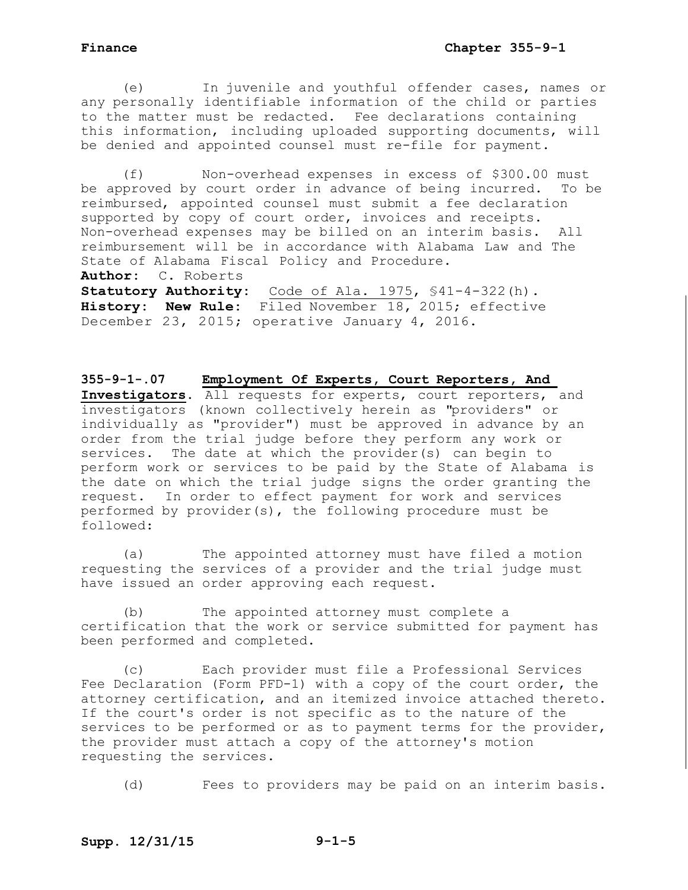(e) In juvenile and youthful offender cases, names or any personally identifiable information of the child or parties to the matter must be redacted. Fee declarations containing this information, including uploaded supporting documents, will be denied and appointed counsel must re-file for payment.

(f) Non-overhead expenses in excess of $300.00 must be approved by court order in advance of being incurred. To be reimbursed, appointed counsel must submit a fee declaration supported by copy of court order, invoices and receipts. Non-overhead expenses may be billed on an interim basis. All reimbursement will be in accordance with Alabama Law and The State of Alabama Fiscal Policy and Procedure.

**Author:** C. Roberts
**Statutory Authority:** Code of Ala. 1975, §41-4-322(h).
**History: New Rule:** Filed November 18, 2015; effective December 23, 2015; operative January 4, 2016.

**355-9-1-.07 Employment Of Experts, Court Reporters, And Investigators.** All requests for experts, court reporters, and investigators (known collectively herein as "providers" or individually as "provider") must be approved in advance by an order from the trial judge before they perform any work or services. The date at which the provider(s) can begin to perform work or services to be paid by the State of Alabama is the date on which the trial judge signs the order granting the request. In order to effect payment for work and services performed by provider(s), the following procedure must be followed:

(a) The appointed attorney must have filed a motion requesting the services of a provider and the trial judge must have issued an order approving each request.

(b) The appointed attorney must complete a certification that the work or service submitted for payment has been performed and completed.

(c) Each provider must file a Professional Services Fee Declaration (Form PFD-1) with a copy of the court order, the attorney certification, and an itemized invoice attached thereto. If the court's order is not specific as to the nature of the services to be performed or as to payment terms for the provider, the provider must attach a copy of the attorney's motion requesting the services.

(d) Fees to providers may be paid on an interim basis.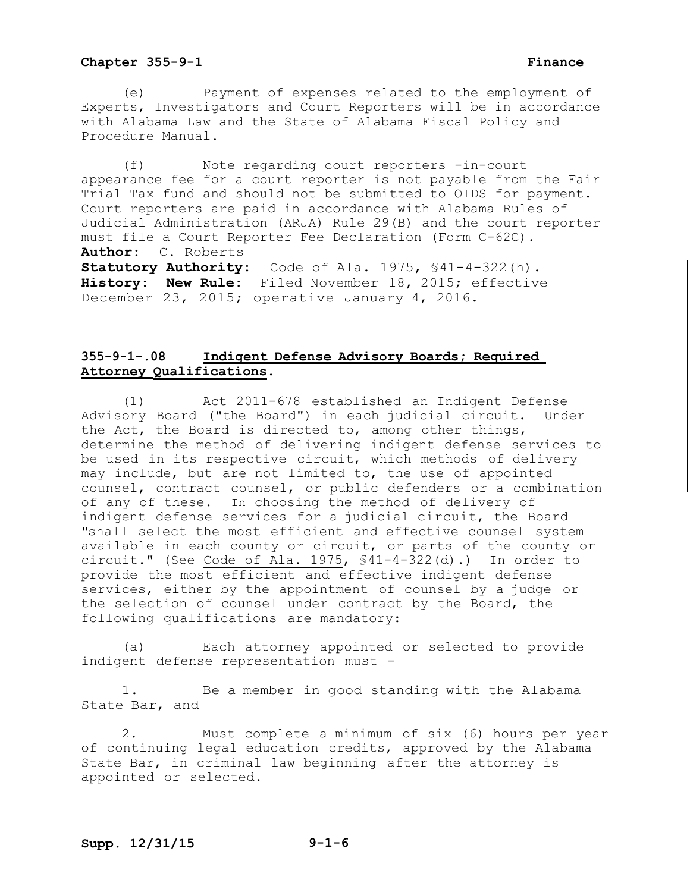(e) Payment of expenses related to the employment of Experts, Investigators and Court Reporters will be in accordance with Alabama Law and the State of Alabama Fiscal Policy and Procedure Manual.

(f) Note regarding court reporters -in-court appearance fee for a court reporter is not payable from the Fair Trial Tax fund and should not be submitted to OIDS for payment. Court reporters are paid in accordance with Alabama Rules of Judicial Administration (ARJA) Rule 29(B) and the court reporter must file a Court Reporter Fee Declaration (Form C-62C).

**Author:** C. Roberts

**Statutory Authority:** Code of Ala. 1975, §41-4-322(h).

**History: New Rule:** Filed November 18, 2015; effective December 23, 2015; operative January 4, 2016.

## 355-9-1-.08 Indigent Defense Advisory Boards; Required Attorney Qualifications.

(1) Act 2011-678 established an Indigent Defense Advisory Board ("the Board") in each judicial circuit. Under the Act, the Board is directed to, among other things, determine the method of delivering indigent defense services to be used in its respective circuit, which methods of delivery may include, but are not limited to, the use of appointed counsel, contract counsel, or public defenders or a combination of any of these. In choosing the method of delivery of indigent defense services for a judicial circuit, the Board "shall select the most efficient and effective counsel system available in each county or circuit, or parts of the county or circuit." (See Code of Ala. 1975, §41-4-322(d).) In order to provide the most efficient and effective indigent defense services, either by the appointment of counsel by a judge or the selection of counsel under contract by the Board, the following qualifications are mandatory:

(a) Each attorney appointed or selected to provide indigent defense representation must -

1. Be a member in good standing with the Alabama State Bar, and

2. Must complete a minimum of six (6) hours per year of continuing legal education credits, approved by the Alabama State Bar, in criminal law beginning after the attorney is appointed or selected.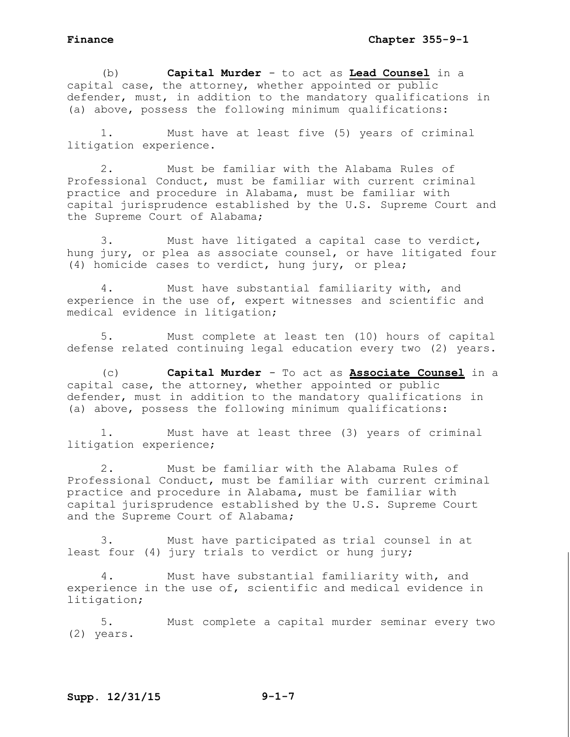(b) **Capital Murder** - to act as **Lead Counsel** in a capital case, the attorney, whether appointed or public defender, must, in addition to the mandatory qualifications in (a) above, possess the following minimum qualifications:

1. Must have at least five (5) years of criminal litigation experience.

2. Must be familiar with the Alabama Rules of Professional Conduct, must be familiar with current criminal practice and procedure in Alabama, must be familiar with capital jurisprudence established by the U.S. Supreme Court and the Supreme Court of Alabama;

3. Must have litigated a capital case to verdict, hung jury, or plea as associate counsel, or have litigated four (4) homicide cases to verdict, hung jury, or plea;

4. Must have substantial familiarity with, and experience in the use of, expert witnesses and scientific and medical evidence in litigation;

5. Must complete at least ten (10) hours of capital defense related continuing legal education every two (2) years.

(c) **Capital Murder** - To act as **Associate Counsel** in a capital case, the attorney, whether appointed or public defender, must in addition to the mandatory qualifications in (a) above, possess the following minimum qualifications:

1. Must have at least three (3) years of criminal litigation experience;

2. Must be familiar with the Alabama Rules of Professional Conduct, must be familiar with current criminal practice and procedure in Alabama, must be familiar with capital jurisprudence established by the U.S. Supreme Court and the Supreme Court of Alabama;

3. Must have participated as trial counsel in at least four (4) jury trials to verdict or hung jury;

4. Must have substantial familiarity with, and experience in the use of, scientific and medical evidence in litigation;

5. Must complete a capital murder seminar every two (2) years.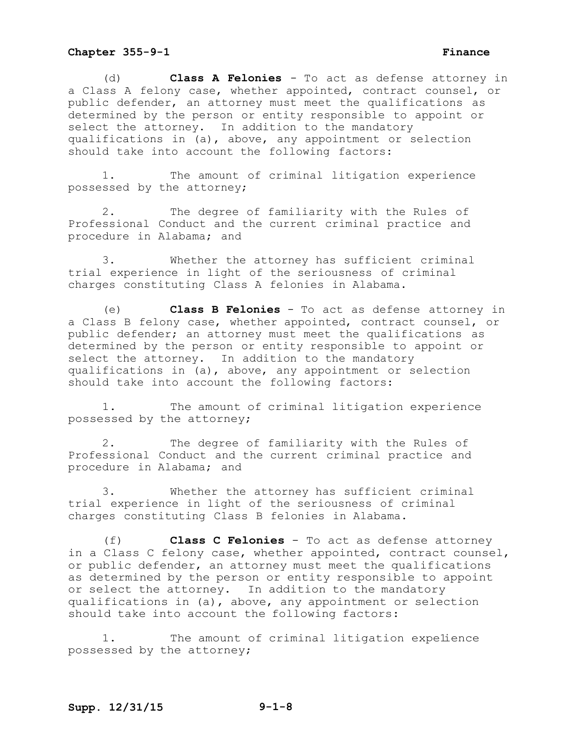(d) **Class A Felonies** - To act as defense attorney in a Class A felony case, whether appointed, contract counsel, or public defender, an attorney must meet the qualifications as determined by the person or entity responsible to appoint or select the attorney. In addition to the mandatory qualifications in (a), above, any appointment or selection should take into account the following factors:

1. The amount of criminal litigation experience possessed by the attorney;

2. The degree of familiarity with the Rules of Professional Conduct and the current criminal practice and procedure in Alabama; and

3. Whether the attorney has sufficient criminal trial experience in light of the seriousness of criminal charges constituting Class A felonies in Alabama.

(e) **Class B Felonies** - To act as defense attorney in a Class B felony case, whether appointed, contract counsel, or public defender; an attorney must meet the qualifications as determined by the person or entity responsible to appoint or select the attorney. In addition to the mandatory qualifications in (a), above, any appointment or selection should take into account the following factors:

1. The amount of criminal litigation experience possessed by the attorney;

2. The degree of familiarity with the Rules of Professional Conduct and the current criminal practice and procedure in Alabama; and

3. Whether the attorney has sufficient criminal trial experience in light of the seriousness of criminal charges constituting Class B felonies in Alabama.

(f) **Class C Felonies** - To act as defense attorney in a Class C felony case, whether appointed, contract counsel, or public defender, an attorney must meet the qualifications as determined by the person or entity responsible to appoint or select the attorney. In addition to the mandatory qualifications in (a), above, any appointment or selection should take into account the following factors:

1. The amount of criminal litigation expelience possessed by the attorney;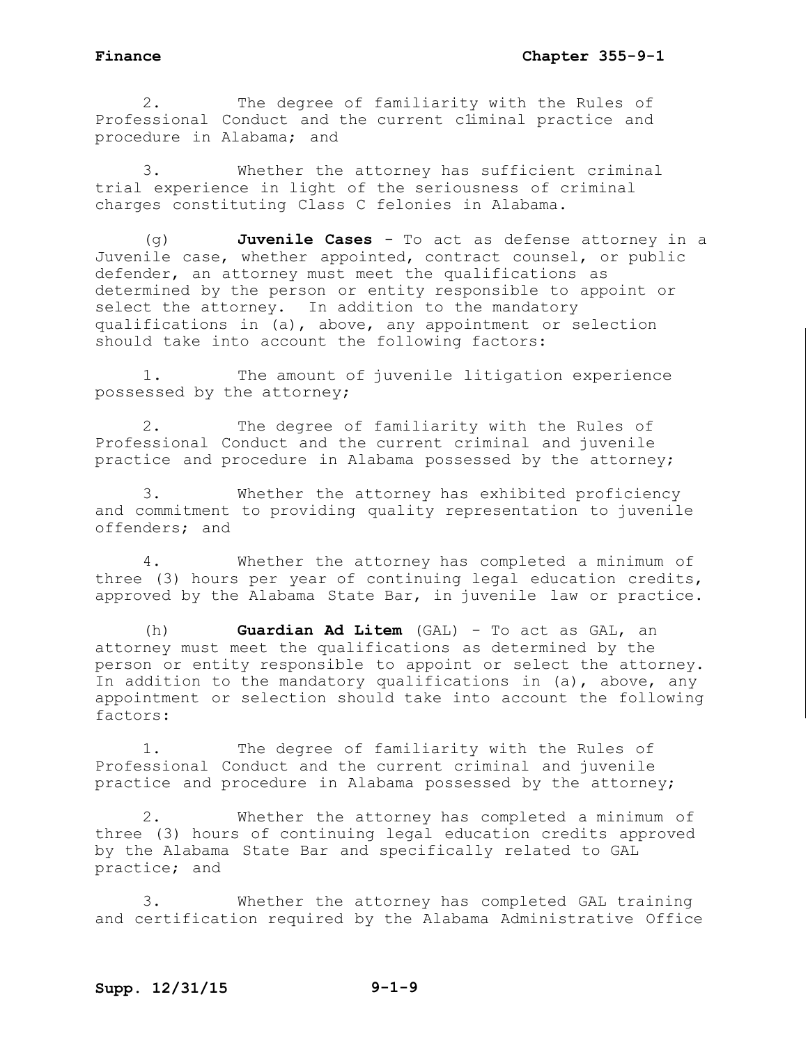2. The degree of familiarity with the Rules of Professional Conduct and the current criminal practice and procedure in Alabama; and

3. Whether the attorney has sufficient criminal trial experience in light of the seriousness of criminal charges constituting Class C felonies in Alabama.

(g) **Juvenile Cases** - To act as defense attorney in a Juvenile case, whether appointed, contract counsel, or public defender, an attorney must meet the qualifications as determined by the person or entity responsible to appoint or select the attorney. In addition to the mandatory qualifications in (a), above, any appointment or selection should take into account the following factors:

1. The amount of juvenile litigation experience possessed by the attorney;

2. The degree of familiarity with the Rules of Professional Conduct and the current criminal and juvenile practice and procedure in Alabama possessed by the attorney;

3. Whether the attorney has exhibited proficiency and commitment to providing quality representation to juvenile offenders; and

4. Whether the attorney has completed a minimum of three (3) hours per year of continuing legal education credits, approved by the Alabama State Bar, in juvenile law or practice.

(h) **Guardian Ad Litem** (GAL) - To act as GAL, an attorney must meet the qualifications as determined by the person or entity responsible to appoint or select the attorney. In addition to the mandatory qualifications in (a), above, any appointment or selection should take into account the following factors:

1. The degree of familiarity with the Rules of Professional Conduct and the current criminal and juvenile practice and procedure in Alabama possessed by the attorney;

2. Whether the attorney has completed a minimum of three (3) hours of continuing legal education credits approved by the Alabama State Bar and specifically related to GAL practice; and

3. Whether the attorney has completed GAL training and certification required by the Alabama Administrative Office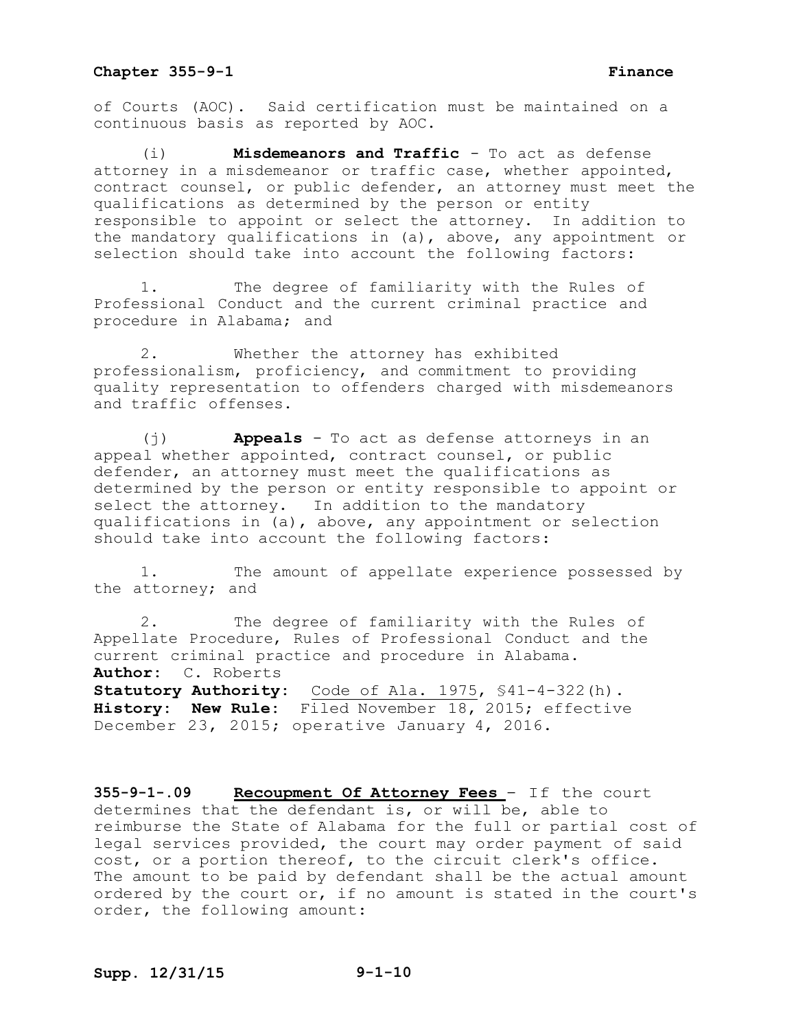of Courts (AOC). Said certification must be maintained on a continuous basis as reported by AOC.

(i) **Misdemeanors and Traffic** - To act as defense attorney in a misdemeanor or traffic case, whether appointed, contract counsel, or public defender, an attorney must meet the qualifications as determined by the person or entity responsible to appoint or select the attorney. In addition to the mandatory qualifications in (a), above, any appointment or selection should take into account the following factors:

1. The degree of familiarity with the Rules of Professional Conduct and the current criminal practice and procedure in Alabama; and

2. Whether the attorney has exhibited professionalism, proficiency, and commitment to providing quality representation to offenders charged with misdemeanors and traffic offenses.

(j) **Appeals** - To act as defense attorneys in an appeal whether appointed, contract counsel, or public defender, an attorney must meet the qualifications as determined by the person or entity responsible to appoint or select the attorney. In addition to the mandatory qualifications in (a), above, any appointment or selection should take into account the following factors:

1. The amount of appellate experience possessed by the attorney; and

2. The degree of familiarity with the Rules of Appellate Procedure, Rules of Professional Conduct and the current criminal practice and procedure in Alabama.

**Author:** C. Roberts
**Statutory Authority:** Code of Ala. 1975, §41-4-322(h).
**History: New Rule:** Filed November 18, 2015; effective December 23, 2015; operative January 4, 2016.

**355-9-1-.09 Recoupment Of Attorney Fees** - If the court determines that the defendant is, or will be, able to reimburse the State of Alabama for the full or partial cost of legal services provided, the court may order payment of said cost, or a portion thereof, to the circuit clerk's office. The amount to be paid by defendant shall be the actual amount ordered by the court or, if no amount is stated in the court's order, the following amount: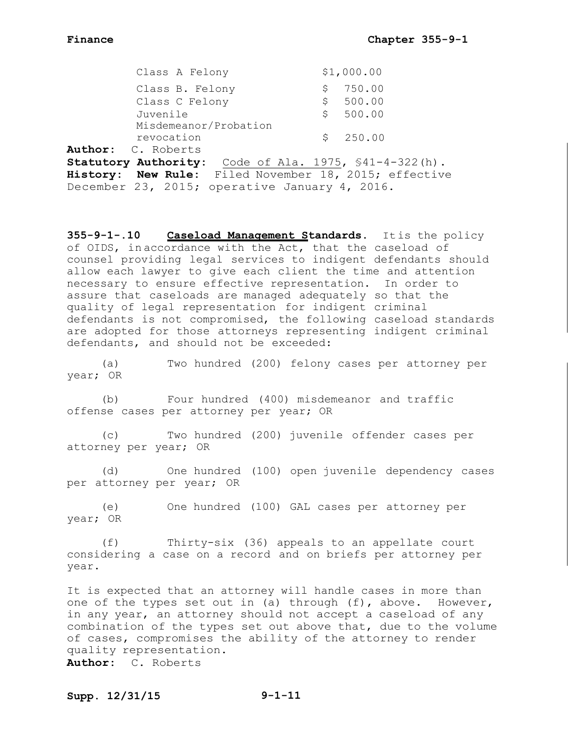| | |
|---|---|
| Class A Felony | $1,000.00 |
| Class B. Felony | $ 750.00 |
| Class C Felony | $ 500.00 |
| Juvenile | $ 500.00 |
| Misdemeanor/Probation revocation | $ 250.00 |

**Author:** C. Roberts
**Statutory Authority:** Code of Ala. 1975, §41-4-322(h).
**History: New Rule:** Filed November 18, 2015; effective December 23, 2015; operative January 4, 2016.

**355-9-1-.10 Caseload Management Standards.** It is the policy of OIDS, in accordance with the Act, that the caseload of counsel providing legal services to indigent defendants should allow each lawyer to give each client the time and attention necessary to ensure effective representation. In order to assure that caseloads are managed adequately so that the quality of legal representation for indigent criminal defendants is not compromised, the following caseload standards are adopted for those attorneys representing indigent criminal defendants, and should not be exceeded:

(a) Two hundred (200) felony cases per attorney per year; OR

(b) Four hundred (400) misdemeanor and traffic offense cases per attorney per year; OR

(c) Two hundred (200) juvenile offender cases per attorney per year; OR

(d) One hundred (100) open juvenile dependency cases per attorney per year; OR

(e) One hundred (100) GAL cases per attorney per year; OR

(f) Thirty-six (36) appeals to an appellate court considering a case on a record and on briefs per attorney per year.

It is expected that an attorney will handle cases in more than one of the types set out in (a) through (f), above. However, in any year, an attorney should not accept a caseload of any combination of the types set out above that, due to the volume of cases, compromises the ability of the attorney to render quality representation.
**Author:** C. Roberts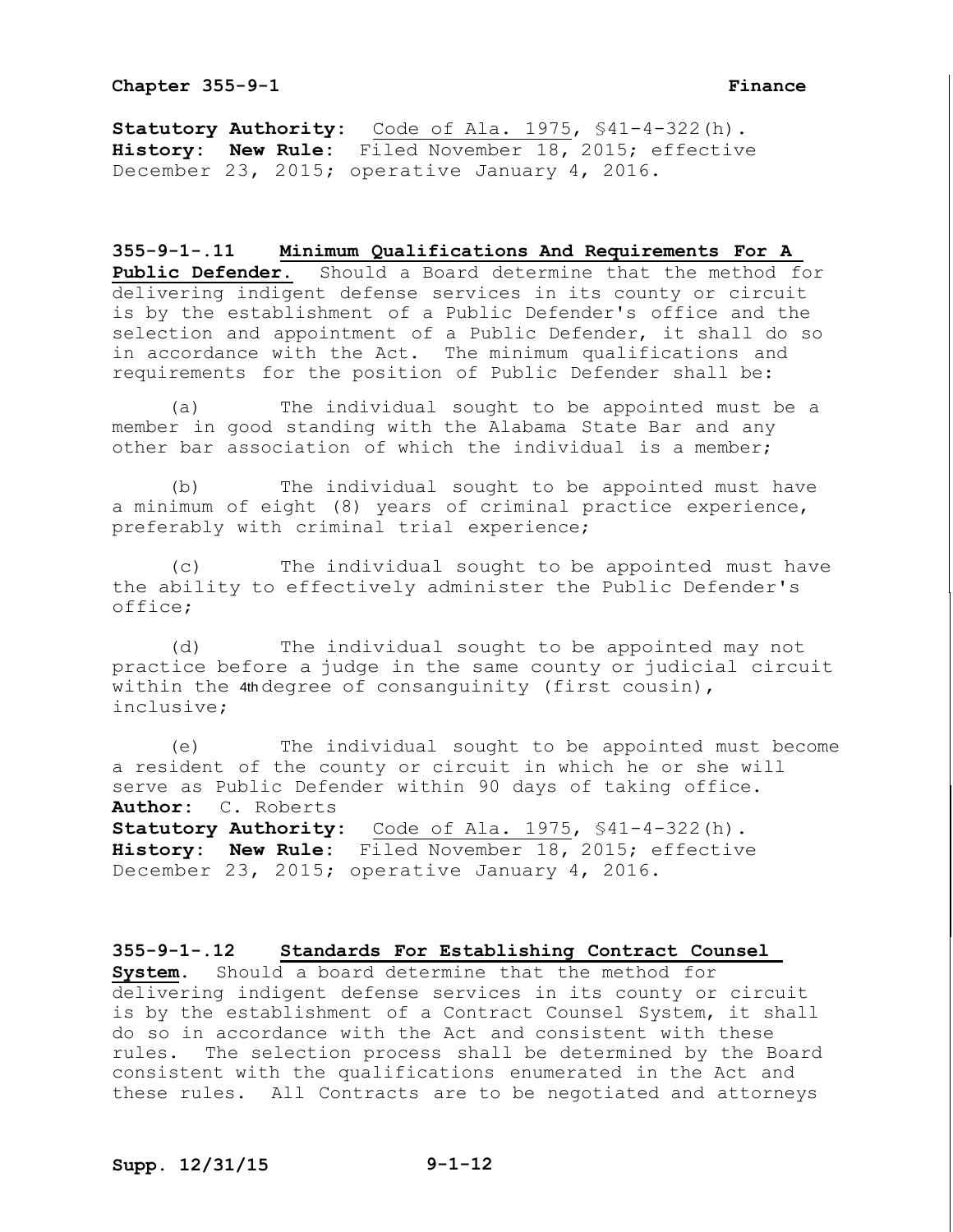**Statutory Authority:** Code of Ala. 1975, §41-4-322(h).
**History: New Rule:** Filed November 18, 2015; effective December 23, 2015; operative January 4, 2016.

**355-9-1-.11 Minimum Qualifications And Requirements For A Public Defender.** Should a Board determine that the method for delivering indigent defense services in its county or circuit is by the establishment of a Public Defender's office and the selection and appointment of a Public Defender, it shall do so in accordance with the Act. The minimum qualifications and requirements for the position of Public Defender shall be:

(a) The individual sought to be appointed must be a member in good standing with the Alabama State Bar and any other bar association of which the individual is a member;

(b) The individual sought to be appointed must have a minimum of eight (8) years of criminal practice experience, preferably with criminal trial experience;

(c) The individual sought to be appointed must have the ability to effectively administer the Public Defender's office;

(d) The individual sought to be appointed may not practice before a judge in the same county or judicial circuit within the 4th degree of consanguinity (first cousin), inclusive;

(e) The individual sought to be appointed must become a resident of the county or circuit in which he or she will serve as Public Defender within 90 days of taking office.

**Author:** C. Roberts
**Statutory Authority:** Code of Ala. 1975, §41-4-322(h).
**History: New Rule:** Filed November 18, 2015; effective December 23, 2015; operative January 4, 2016.

**355-9-1-.12 Standards For Establishing Contract Counsel System.** Should a board determine that the method for delivering indigent defense services in its county or circuit is by the establishment of a Contract Counsel System, it shall do so in accordance with the Act and consistent with these rules. The selection process shall be determined by the Board consistent with the qualifications enumerated in the Act and these rules. All Contracts are to be negotiated and attorneys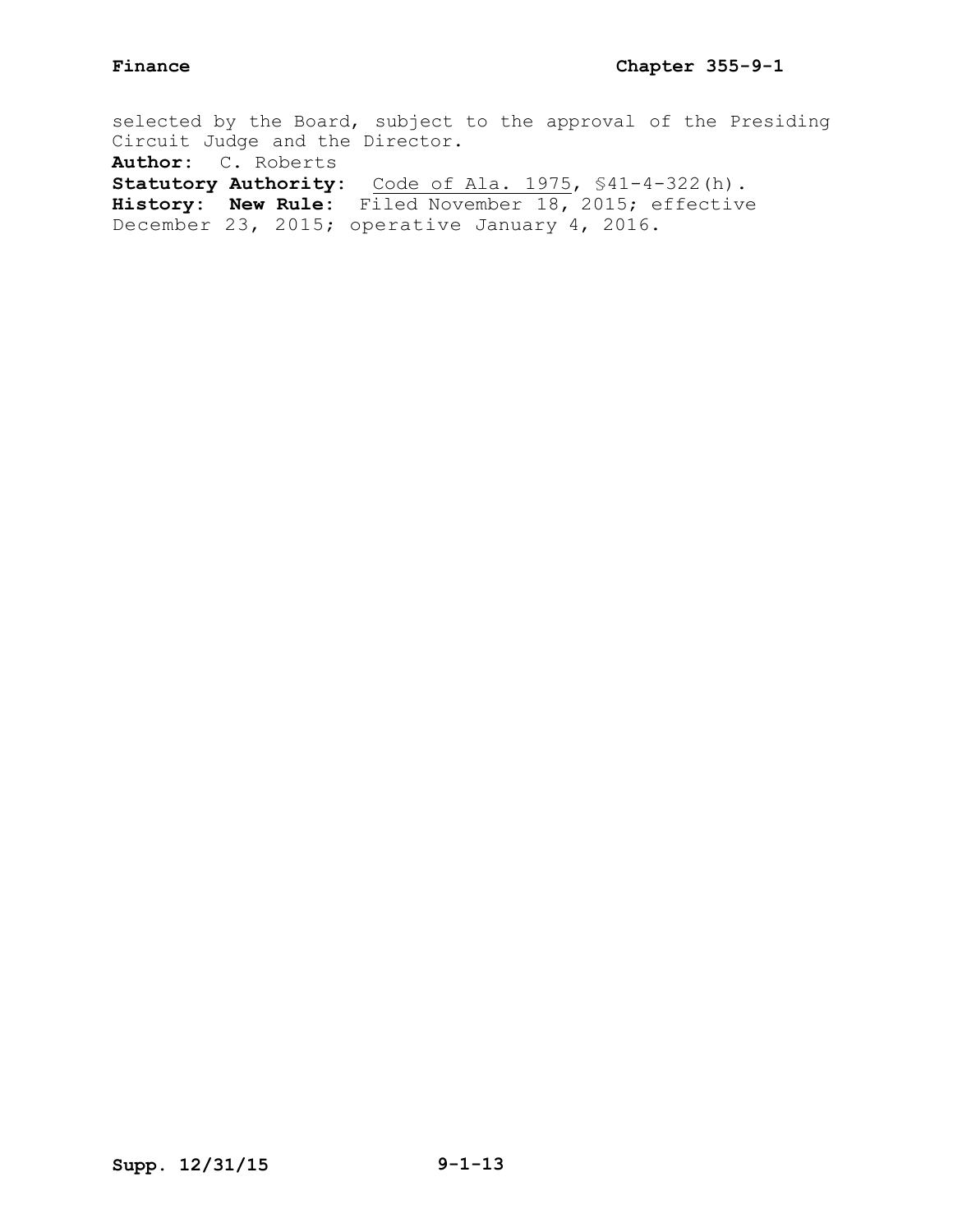selected by the Board, subject to the approval of the Presiding Circuit Judge and the Director.

**Author:** C. Roberts

**Statutory Authority:** Code of Ala. 1975, §41-4-322(h).

**History:** **New Rule:** Filed November 18, 2015; effective December 23, 2015; operative January 4, 2016.